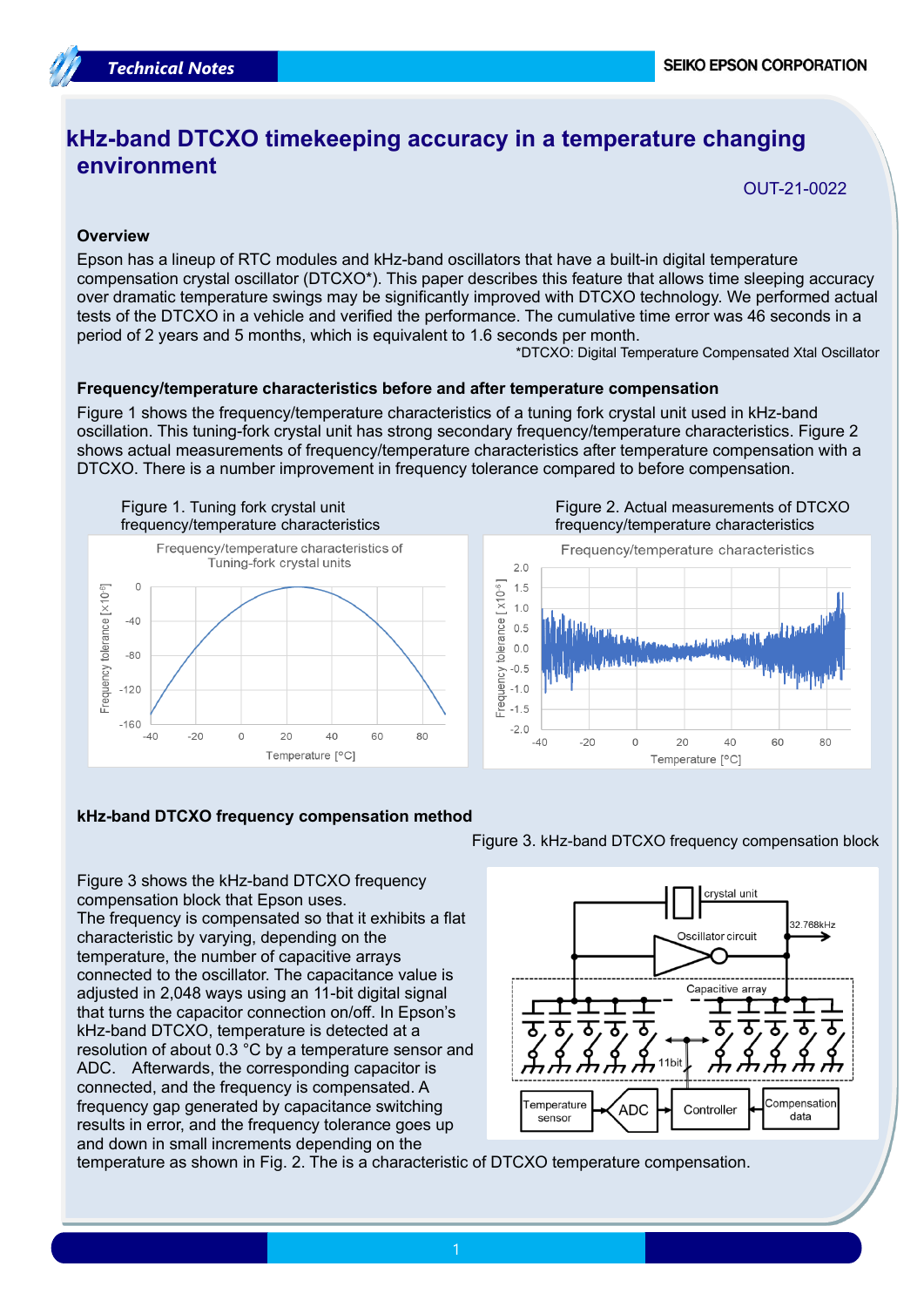# kHz-band DTCXO timekeeping accuracy in a temperature changing environment

OUT-21-0022

## Overview

Epson has a lineup of RTC modules and kHz-band oscillators that have a built-in digital temperature compensation crystal oscillator (DTCXO*). This paper describes this feature that allows time sleeping accuracy over dramatic temperature swings may be significantly improved with DTCXO technology. We performed actual tests of the DTCXO in a vehicle and verified the performance. The cumulative time error was 46 seconds in a period of 2 years and 5 months, which is equivalent to 1.6 seconds per month.

*DTCXO: Digital Temperature Compensated Xtal Oscillator

## Frequency/temperature characteristics before and after temperature compensation

Figure 1 shows the frequency/temperature characteristics of a tuning fork crystal unit used in kHz-band oscillation. This tuning-fork crystal unit has strong secondary frequency/temperature characteristics. Figure 2 shows actual measurements of frequency/temperature characteristics after temperature compensation with a DTCXO. There is a number improvement in frequency tolerance compared to before compensation.

Figure 1. Tuning fork crystal unit frequency/temperature characteristics

Figure 2. Actual measurements of DTCXO frequency/temperature characteristics

## kHz-band DTCXO frequency compensation method

Figure 3. kHz-band DTCXO frequency compensation block

Figure 3 shows the kHz-band DTCXO frequency compensation block that Epson uses.
The frequency is compensated so that it exhibits a flat characteristic by varying, depending on the temperature, the number of capacitive arrays connected to the oscillator. The capacitance value is adjusted in 2,048 ways using an 11-bit digital signal that turns the capacitor connection on/off. In Epson's kHz-band DTCXO, temperature is detected at a resolution of about 0.3 °C by a temperature sensor and ADC. Afterwards, the corresponding capacitor is connected, and the frequency is compensated. A frequency gap generated by capacitance switching results in error, and the frequency tolerance goes up and down in small increments depending on the temperature as shown in Fig. 2. The is a characteristic of DTCXO temperature compensation.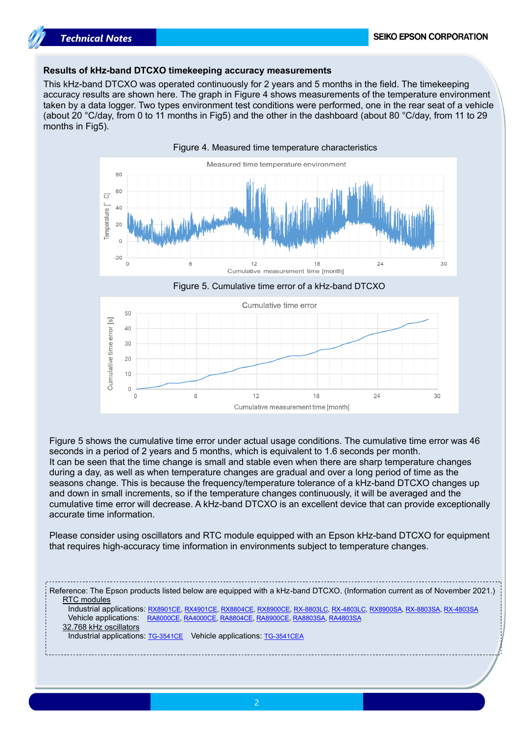## Results of kHz-band DTCXO timekeeping accuracy measurements

This kHz-band DTCXO was operated continuously for 2 years and 5 months in the field. The timekeeping accuracy results are shown here. The graph in Figure 4 shows measurements of the temperature environment taken by a data logger. Two types environment test conditions were performed, one in the rear seat of a vehicle (about 20 °C/day, from 0 to 11 months in Fig5) and the other in the dashboard (about 80 °C/day, from 11 to 29 months in Fig5).

Figure 4. Measured time temperature characteristics

Measured time temperature environment

Temperature [° C]

80
60
40
20
0
-20

0 6 12 18 24 30

Cumulative measurement time [month]

Figure 5. Cumulative time error of a kHz-band DTCXO

Cumulative time error

Cumulative time error [s]

50
40
30
20
10
0

0 6 12 18 24 30

Cumulative measurement time [month]

Figure 5 shows the cumulative time error under actual usage conditions. The cumulative time error was 46 seconds in a period of 2 years and 5 months, which is equivalent to 1.6 seconds per month.
It can be seen that the time change is small and stable even when there are sharp temperature changes during a day, as well as when temperature changes are gradual and over a long period of time as the seasons change. This is because the frequency/temperature tolerance of a kHz-band DTCXO changes up and down in small increments, so if the temperature changes continuously, it will be averaged and the cumulative time error will decrease. A kHz-band DTCXO is an excellent device that can provide exceptionally accurate time information.

Please consider using oscillators and RTC module equipped with an Epson kHz-band DTCXO for equipment that requires high-accuracy time information in environments subject to temperature changes.

Reference: The Epson products listed below are equipped with a kHz-band DTCXO. (Information current as of November 2021.)

RTC modules
- Industrial applications: RX8901CE, RX4901CE, RX8804CE, RX8900CE, RX-8803LC, RX-4803LC, RX8900SA, RX-8803SA, RX-4803SA
- Vehicle applications: RA8000CE, RA4000CE, RA8804CE, RA8900CE, RA8803SA, RA4803SA

32.768 kHz oscillators
- Industrial applications: TG-3541CE Vehicle applications: TG-3541CEA